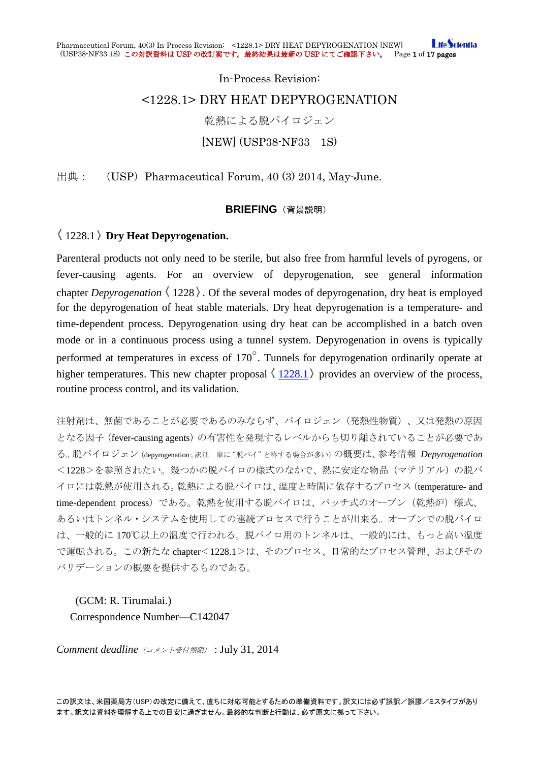In-Process Revision:

# <1228.1> DRY HEAT DEPYROGENATION

乾熱による脱パイロジェン

[NEW] (USP38-NF33　1S)

出典：　（USP）Pharmaceutical Forum, 40 (3) 2014, May-June.

## BRIEFING（背景説明）

〈1228.1〉**Dry Heat Depyrogenation.**

Parenteral products not only need to be sterile, but also free from harmful levels of pyrogens, or fever-causing agents. For an overview of depyrogenation, see general information chapter *Depyrogenation*〈1228〉. Of the several modes of depyrogenation, dry heat is employed for the depyrogenation of heat stable materials. Dry heat depyrogenation is a temperature- and time-dependent process. Depyrogenation using dry heat can be accomplished in a batch oven mode or in a continuous process using a tunnel system. Depyrogenation in ovens is typically performed at temperatures in excess of 170°. Tunnels for depyrogenation ordinarily operate at higher temperatures. This new chapter proposal〈1228.1〉provides an overview of the process, routine process control, and its validation.

注射剤は、無菌であることが必要であるのみならず、パイロジェン（発熱性物質）、又は発熱の原因となる因子（fever-causing agents）の有害性を発現するレベルからも切り離されていることが必要である。脱パイロジェン（depyrogenation；訳注　単に“脱パイ”と称する場合が多い）の概要は、参考情報 *Depyrogenation* ＜1228＞を参照されたい。幾つかの脱パイロの様式のなかで、熱に安定な物品（マテリアル）の脱パイロには乾熱が使用される。乾熱による脱パイロは、温度と時間に依存するプロセス（temperature- and time-dependent process）である。乾熱を使用する脱パイロは、バッチ式のオーブン（乾熱炉）様式、あるいはトンネル・システムを使用しての連続プロセスで行うことが出来る。オーブンでの脱パイロは、一般的に 170℃以上の温度で行われる。脱パイロ用のトンネルは、一般的には、もっと高い温度で運転される。この新たな chapter＜1228.1＞は、そのプロセス、日常的なプロセス管理、およびそのバリデーションの概要を提供するものである。

(GCM: R. Tirumalai.)

Correspondence Number—C142047

*Comment deadline*（*コメント受付期限*）：July 31, 2014

この訳文は、米国薬局方（USP）の改定に備えて、直ちに対応可能とするための準備資料です。訳文には必ず誤訳／誤謬／ミスタイプがあります。訳文は資料を理解する上での目安に過ぎません。最終的な判断と行動は、必ず原文に拠って下さい。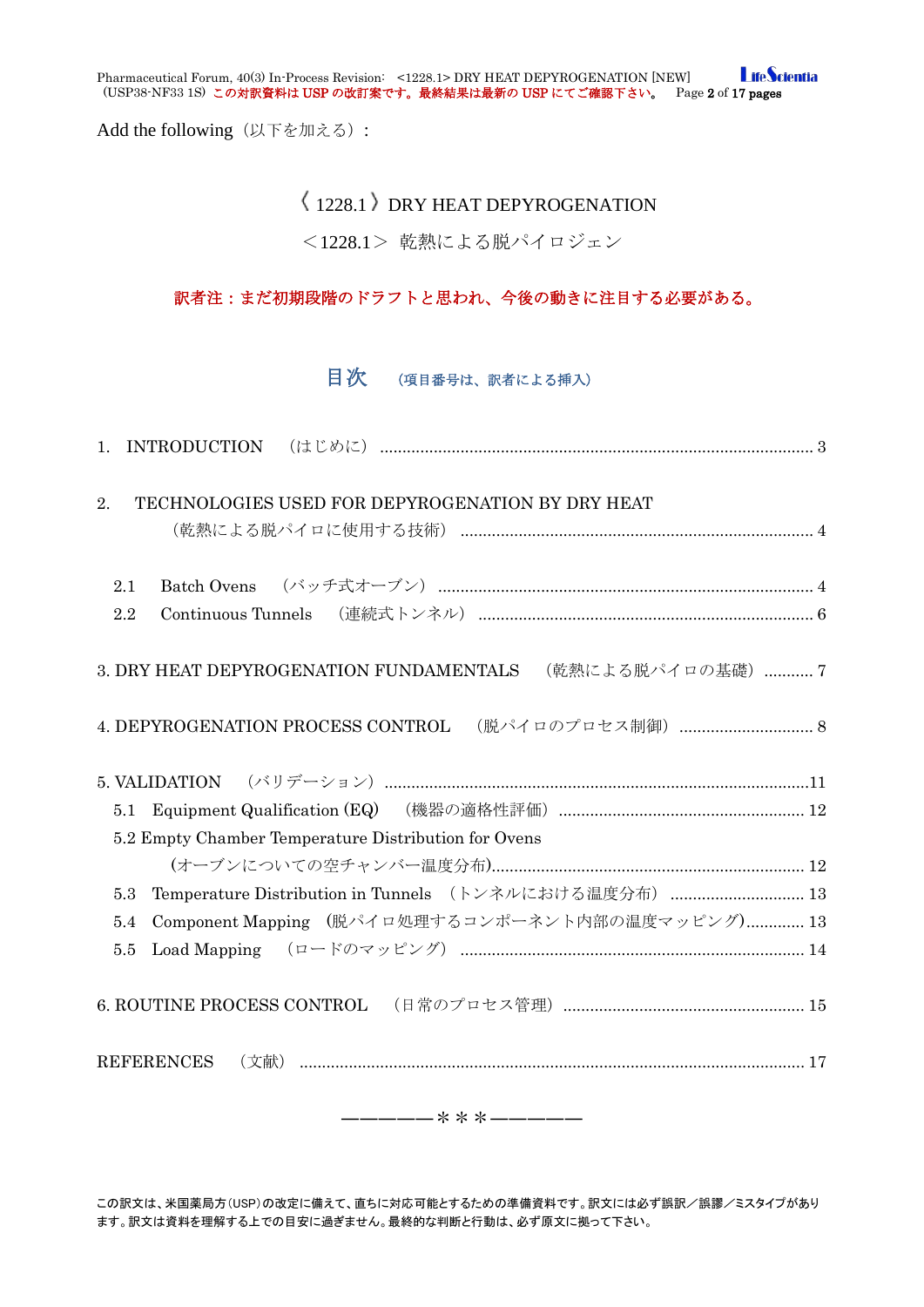Add the following（以下を加える）：

# 〈1228.1〉DRY HEAT DEPYROGENATION

# ＜1228.1＞ 乾熱による脱パイロジェン

**訳者注：まだ初期段階のドラフトと思われ、今後の動きに注目する必要がある。**

## 目次 （項目番号は、訳者による挿入）

1. INTRODUCTION （はじめに） ............ 3

2. TECHNOLOGIES USED FOR DEPYROGENATION BY DRY HEAT （乾熱による脱パイロに使用する技術） ............ 4

   2.1 Batch Ovens （バッチ式オーブン） ............ 4

   2.2 Continuous Tunnels （連続式トンネル） ............ 6

3. DRY HEAT DEPYROGENATION FUNDAMENTALS （乾熱による脱パイロの基礎） ............ 7

4. DEPYROGENATION PROCESS CONTROL （脱パイロのプロセス制御） ............ 8

5. VALIDATION （バリデーション） ............ 11

   5.1 Equipment Qualification (EQ) （機器の適格性評価） ............ 12

   5.2 Empty Chamber Temperature Distribution for Ovens （オーブンについての空チャンバー温度分布） ............ 12

   5.3 Temperature Distribution in Tunnels （トンネルにおける温度分布） ............ 13

   5.4 Component Mapping （脱パイロ処理するコンポーネント内部の温度マッピング） ............ 13

   5.5 Load Mapping （ロードのマッピング） ............ 14

6. ROUTINE PROCESS CONTROL （日常のプロセス管理） ............ 15

REFERENCES （文献） ............ 17

―――――＊＊＊―――――

この訳文は、米国薬局方（USP）の改定に備えて、直ちに対応可能とするための準備資料です。訳文には必ず誤訳／誤謬／ミスタイプがあります。訳文は資料を理解する上での目安に過ぎません。最終的な判断と行動は、必ず原文に拠って下さい。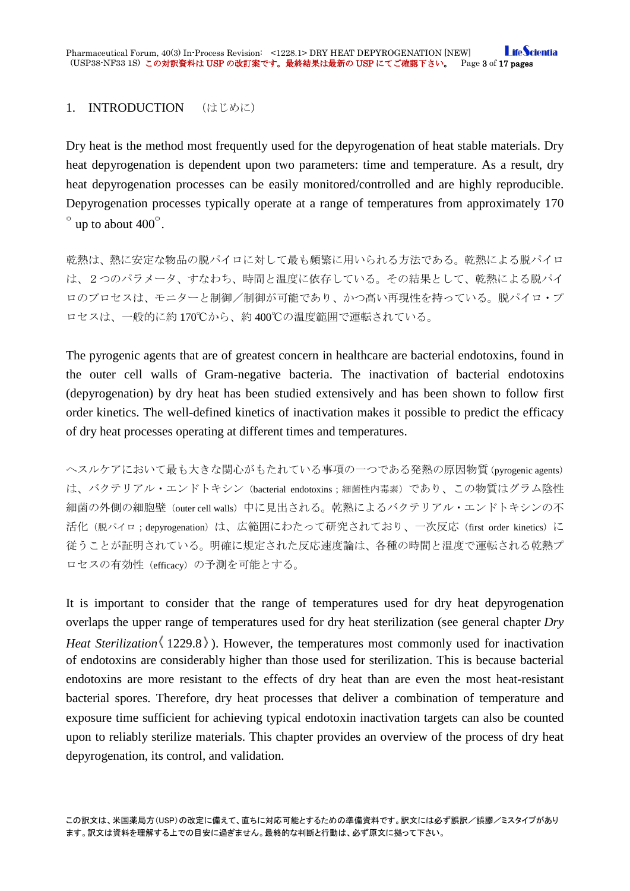## 1. INTRODUCTION （はじめに）

Dry heat is the method most frequently used for the depyrogenation of heat stable materials. Dry heat depyrogenation is dependent upon two parameters: time and temperature. As a result, dry heat depyrogenation processes can be easily monitored/controlled and are highly reproducible. Depyrogenation processes typically operate at a range of temperatures from approximately 170° up to about 400°.

乾熱は、熱に安定な物品の脱パイロに対して最も頻繁に用いられる方法である。乾熱による脱パイロは、２つのパラメータ、すなわち、時間と温度に依存している。その結果として、乾熱による脱パイロのプロセスは、モニターと制御／制御が可能であり、かつ高い再現性を持っている。脱パイロ・プロセスは、一般的に約 170℃から、約 400℃の温度範囲で運転されている。

The pyrogenic agents that are of greatest concern in healthcare are bacterial endotoxins, found in the outer cell walls of Gram-negative bacteria. The inactivation of bacterial endotoxins (depyrogenation) by dry heat has been studied extensively and has been shown to follow first order kinetics. The well-defined kinetics of inactivation makes it possible to predict the efficacy of dry heat processes operating at different times and temperatures.

ヘスルケアにおいて最も大きな関心がもたれている事項の一つである発熱の原因物質（pyrogenic agents）は、バクテリアル・エンドトキシン（bacterial endotoxins；細菌性内毒素）であり、この物質はグラム陰性細菌の外側の細胞壁（outer cell walls）中に見出される。乾熱によるバクテリアル・エンドトキシンの不活化（脱パイロ；depyrogenation）は、広範囲にわたって研究されており、一次反応（first order kinetics）に従うことが証明されている。明確に規定された反応速度論は、各種の時間と温度で運転される乾熱プロセスの有効性（efficacy）の予測を可能とする。

It is important to consider that the range of temperatures used for dry heat depyrogenation overlaps the upper range of temperatures used for dry heat sterilization (see general chapter *Dry Heat Sterilization*〈1229.8〉). However, the temperatures most commonly used for inactivation of endotoxins are considerably higher than those used for sterilization. This is because bacterial endotoxins are more resistant to the effects of dry heat than are even the most heat-resistant bacterial spores. Therefore, dry heat processes that deliver a combination of temperature and exposure time sufficient for achieving typical endotoxin inactivation targets can also be counted upon to reliably sterilize materials. This chapter provides an overview of the process of dry heat depyrogenation, its control, and validation.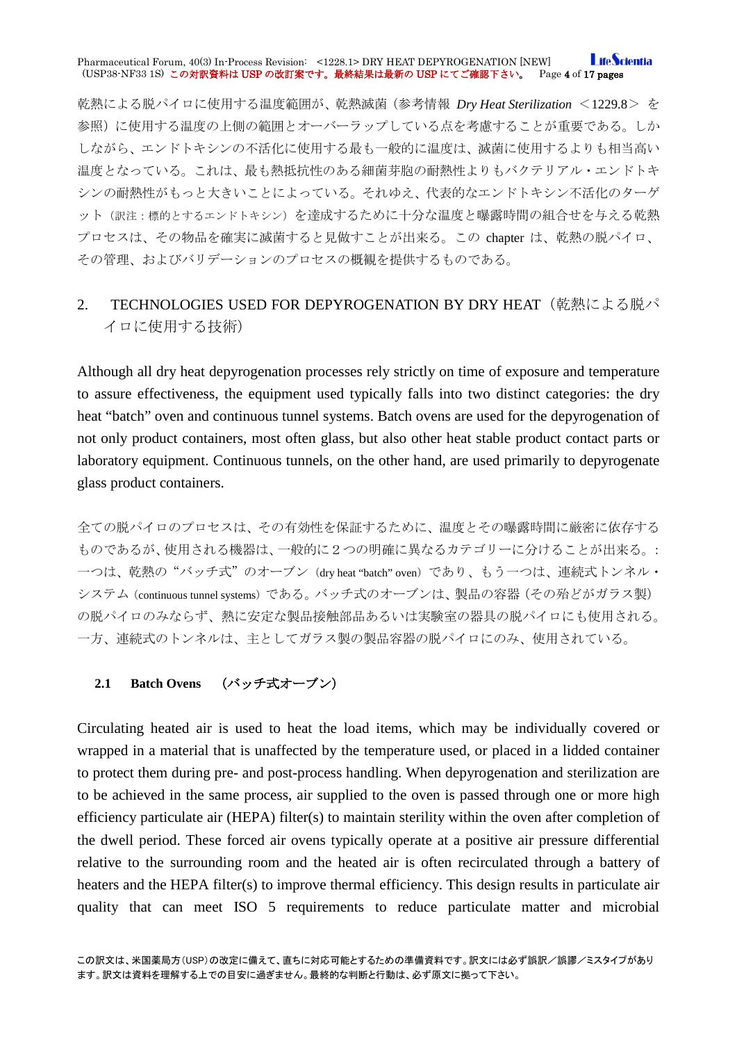乾熱による脱パイロに使用する温度範囲が、乾熱滅菌（参考情報 *Dry Heat Sterilization* ＜1229.8＞ を参照）に使用する温度の上側の範囲とオーバーラップしている点を考慮することが重要である。しかしながら、エンドトキシンの不活化に使用する最も一般的に温度は、滅菌に使用するよりも相当高い温度となっている。これは、最も熱抵抗性のある細菌芽胞の耐熱性よりもバクテリアル・エンドトキシンの耐熱性がもっと大きいことによっている。それゆえ、代表的なエンドトキシン不活化のターゲット（訳注：標的とするエンドトキシン）を達成するために十分な温度と曝露時間の組合せを与える乾熱プロセスは、その物品を確実に滅菌すると見做すことが出来る。この chapter は、乾熱の脱パイロ、その管理、およびバリデーションのプロセスの概観を提供するものである。

## 2. TECHNOLOGIES USED FOR DEPYROGENATION BY DRY HEAT（乾熱による脱パイロに使用する技術）

Although all dry heat depyrogenation processes rely strictly on time of exposure and temperature to assure effectiveness, the equipment used typically falls into two distinct categories: the dry heat “batch” oven and continuous tunnel systems. Batch ovens are used for the depyrogenation of not only product containers, most often glass, but also other heat stable product contact parts or laboratory equipment. Continuous tunnels, on the other hand, are used primarily to depyrogenate glass product containers.

全ての脱パイロのプロセスは、その有効性を保証するために、温度とその曝露時間に厳密に依存するものであるが、使用される機器は、一般的に２つの明確に異なるカテゴリーに分けることが出来る。: 一つは、乾熱の“バッチ式”のオーブン（dry heat “batch” oven）であり、もう一つは、連続式トンネル・システム（continuous tunnel systems）である。バッチ式のオーブンは、製品の容器（その殆どがガラス製）の脱パイロのみならず、熱に安定な製品接触部品あるいは実験室の器具の脱パイロにも使用される。一方、連続式のトンネルは、主としてガラス製の製品容器の脱パイロにのみ、使用されている。

### 2.1 Batch Ovens （バッチ式オーブン）

Circulating heated air is used to heat the load items, which may be individually covered or wrapped in a material that is unaffected by the temperature used, or placed in a lidded container to protect them during pre- and post-process handling. When depyrogenation and sterilization are to be achieved in the same process, air supplied to the oven is passed through one or more high efficiency particulate air (HEPA) filter(s) to maintain sterility within the oven after completion of the dwell period. These forced air ovens typically operate at a positive air pressure differential relative to the surrounding room and the heated air is often recirculated through a battery of heaters and the HEPA filter(s) to improve thermal efficiency. This design results in particulate air quality that can meet ISO 5 requirements to reduce particulate matter and microbial

この訳文は、米国薬局方（USP）の改定に備えて、直ちに対応可能とするための準備資料です。訳文には必ず誤訳／誤謬／ミスタイプがあります。訳文は資料を理解する上での目安に過ぎません。最終的な判断と行動は、必ず原文に拠って下さい。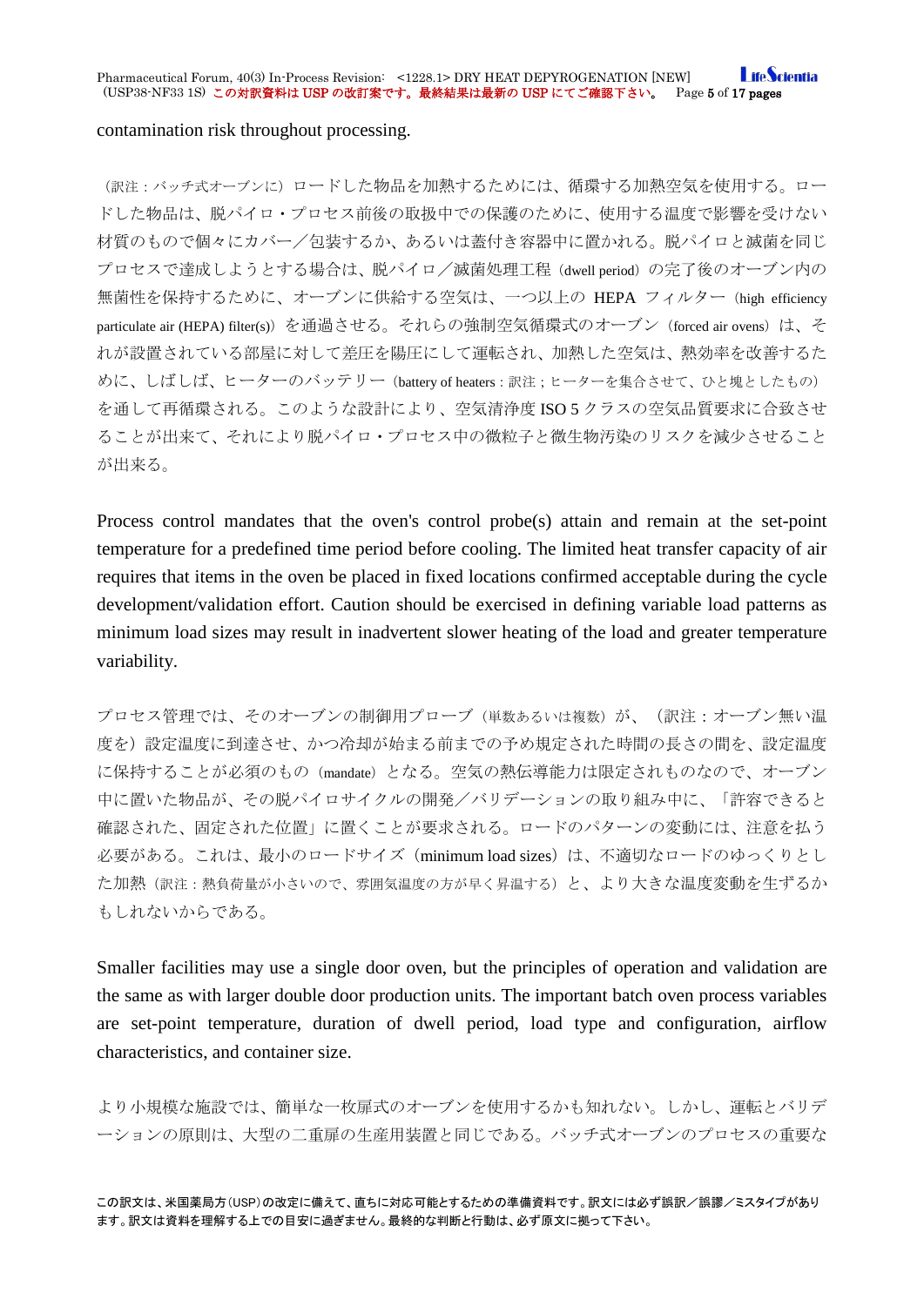contamination risk throughout processing.

（訳注：バッチ式オーブンに）ロードした物品を加熱するためには、循環する加熱空気を使用する。ロードした物品は、脱パイロ・プロセス前後の取扱中での保護のために、使用する温度で影響を受けない材質のもので個々にカバー／包装するか、あるいは蓋付き容器中に置かれる。脱パイロと滅菌を同じプロセスで達成しようとする場合は、脱パイロ／滅菌処理工程（dwell period）の完了後のオーブン内の無菌性を保持するために、オーブンに供給する空気は、一つ以上の HEPA フィルター（high efficiency particulate air (HEPA) filter(s)）を通過させる。それらの強制空気循環式のオーブン（forced air ovens）は、それが設置されている部屋に対して差圧を陽圧にして運転され、加熱した空気は、熱効率を改善するために、しばしば、ヒーターのバッテリー（battery of heaters：訳注；ヒーターを集合させて、ひと塊としたもの）を通して再循環される。このような設計により、空気清浄度 ISO 5 クラスの空気品質要求に合致させることが出来て、それにより脱パイロ・プロセス中の微粒子と微生物汚染のリスクを減少させることが出来る。

Process control mandates that the oven's control probe(s) attain and remain at the set-point temperature for a predefined time period before cooling. The limited heat transfer capacity of air requires that items in the oven be placed in fixed locations confirmed acceptable during the cycle development/validation effort. Caution should be exercised in defining variable load patterns as minimum load sizes may result in inadvertent slower heating of the load and greater temperature variability.

プロセス管理では、そのオーブンの制御用プローブ（単数あるいは複数）が、（訳注：オーブン無い温度を）設定温度に到達させ、かつ冷却が始まる前までの予め規定された時間の長さの間を、設定温度に保持することが必須のもの（mandate）となる。空気の熱伝導能力は限定されものなので、オーブン中に置いた物品が、その脱パイロサイクルの開発／バリデーションの取り組み中に、「許容できると確認された、固定された位置」に置くことが要求される。ロードのパターンの変動には、注意を払う必要がある。これは、最小のロードサイズ（minimum load sizes）は、不適切なロードのゆっくりとした加熱（訳注：熱負荷量が小さいので、雰囲気温度の方が早く昇温する）と、より大きな温度変動を生ずるかもしれないからである。

Smaller facilities may use a single door oven, but the principles of operation and validation are the same as with larger double door production units. The important batch oven process variables are set-point temperature, duration of dwell period, load type and configuration, airflow characteristics, and container size.

より小規模な施設では、簡単な一枚扉式のオーブンを使用するかも知れない。しかし、運転とバリデーションの原則は、大型の二重扉の生産用装置と同じである。バッチ式オーブンのプロセスの重要な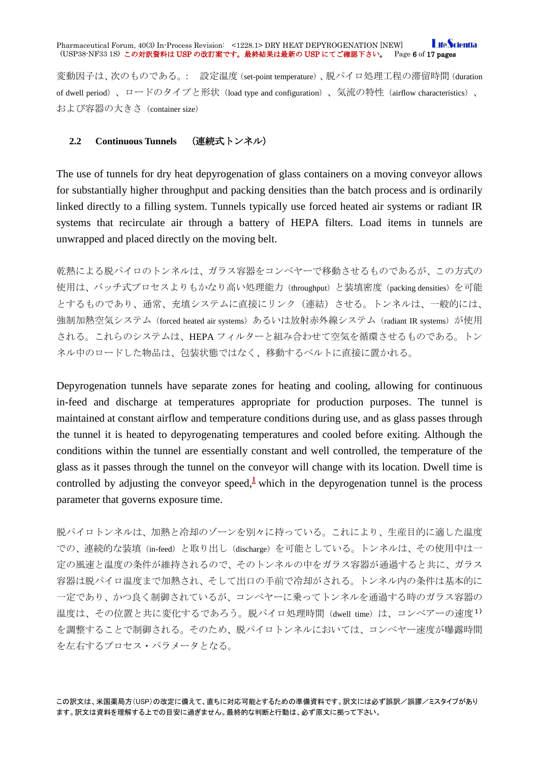変動因子は、次のものである。: 設定温度（set-point temperature）、脱パイロ処理工程の滞留時間（duration of dwell period）、ロードのタイプと形状（load type and configuration）、気流の特性（airflow characteristics）、および容器の大きさ（container size）

### 2.2 Continuous Tunnels （連続式トンネル）

The use of tunnels for dry heat depyrogenation of glass containers on a moving conveyor allows for substantially higher throughput and packing densities than the batch process and is ordinarily linked directly to a filling system. Tunnels typically use forced heated air systems or radiant IR systems that recirculate air through a battery of HEPA filters. Load items in tunnels are unwrapped and placed directly on the moving belt.

乾熱による脱パイロのトンネルは、ガラス容器をコンベヤーで移動させるものであるが、この方式の使用は、バッチ式プロセスよりもかなり高い処理能力（throughput）と装填密度（packing densities）を可能とするものであり、通常、充填システムに直接にリンク（連結）させる。トンネルは、一般的には、強制加熱空気システム（forced heated air systems）あるいは放射赤外線システム（radiant IR systems）が使用される。これらのシステムは、HEPA フィルターと組み合わせて空気を循環させるものである。トンネル中のロードした物品は、包装状態ではなく、移動するベルトに直接に置かれる。

Depyrogenation tunnels have separate zones for heating and cooling, allowing for continuous in-feed and discharge at temperatures appropriate for production purposes. The tunnel is maintained at constant airflow and temperature conditions during use, and as glass passes through the tunnel it is heated to depyrogenating temperatures and cooled before exiting. Although the conditions within the tunnel are essentially constant and well controlled, the temperature of the glass as it passes through the tunnel on the conveyor will change with its location. Dwell time is controlled by adjusting the conveyor speed,[1] which in the depyrogenation tunnel is the process parameter that governs exposure time.

脱パイロトンネルは、加熱と冷却のゾーンを別々に持っている。これにより、生産目的に適した温度での、連続的な装填（in-feed）と取り出し（discharge）を可能としている。トンネルは、その使用中は一定の風速と温度の条件が維持されるので、そのトンネルの中をガラス容器が通過すると共に、ガラス容器は脱パイロ温度まで加熱され、そして出口の手前で冷却がされる。トンネル内の条件は基本的に一定であり、かつ良く制御されているが、コンベヤーに乗ってトンネルを通過する時のガラス容器の温度は、その位置と共に変化するであろう。脱パイロ処理時間（dwell time）は、コンベアーの速度[1)]を調整することで制御される。そのため、脱パイロトンネルにおいては、コンベヤー速度が曝露時間を左右するプロセス・パラメータとなる。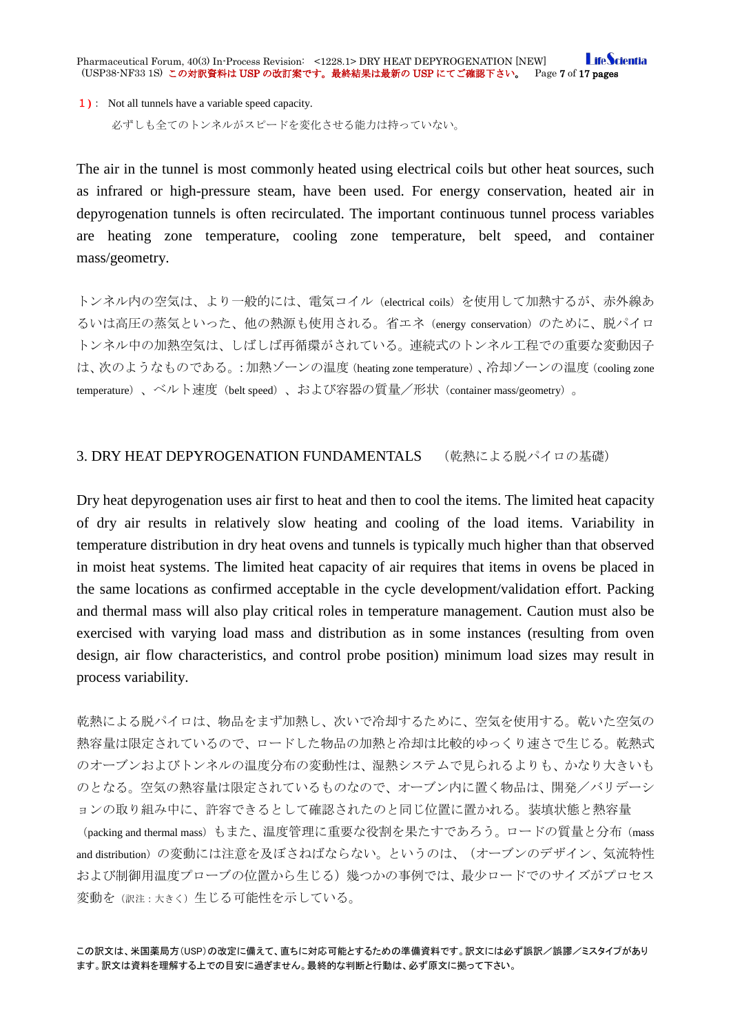１）: Not all tunnels have a variable speed capacity.

必ずしも全てのトンネルがスピードを変化させる能力は持っていない。

The air in the tunnel is most commonly heated using electrical coils but other heat sources, such as infrared or high-pressure steam, have been used. For energy conservation, heated air in depyrogenation tunnels is often recirculated. The important continuous tunnel process variables are heating zone temperature, cooling zone temperature, belt speed, and container mass/geometry.

トンネル内の空気は、より一般的には、電気コイル（electrical coils）を使用して加熱するが、赤外線あるいは高圧の蒸気といった、他の熱源も使用される。省エネ（energy conservation）のために、脱パイロトンネル中の加熱空気は、しばしば再循環がされている。連続式のトンネル工程での重要な変動因子は、次のようなものである。：加熱ゾーンの温度（heating zone temperature）、冷却ゾーンの温度（cooling zone temperature）、ベルト速度（belt speed）、および容器の質量／形状（container mass/geometry）。

## 3. DRY HEAT DEPYROGENATION FUNDAMENTALS （乾熱による脱パイロの基礎）

Dry heat depyrogenation uses air first to heat and then to cool the items. The limited heat capacity of dry air results in relatively slow heating and cooling of the load items. Variability in temperature distribution in dry heat ovens and tunnels is typically much higher than that observed in moist heat systems. The limited heat capacity of air requires that items in ovens be placed in the same locations as confirmed acceptable in the cycle development/validation effort. Packing and thermal mass will also play critical roles in temperature management. Caution must also be exercised with varying load mass and distribution as in some instances (resulting from oven design, air flow characteristics, and control probe position) minimum load sizes may result in process variability.

乾熱による脱パイロは、物品をまず加熱し、次いで冷却するために、空気を使用する。乾いた空気の熱容量は限定されているので、ロードした物品の加熱と冷却は比較的ゆっくり速さで生じる。乾熱式のオーブンおよびトンネルの温度分布の変動性は、湿熱システムで見られるよりも、かなり大きいものとなる。空気の熱容量は限定されているものなので、オーブン内に置く物品は、開発／バリデーションの取り組み中に、許容できるとして確認されたのと同じ位置に置かれる。装填状態と熱容量（packing and thermal mass）もまた、温度管理に重要な役割を果たすであろう。ロードの質量と分布（mass and distribution）の変動には注意を及ぼさねばならない。というのは、（オーブンのデザイン、気流特性および制御用温度プローブの位置から生じる）幾つかの事例では、最少ロードでのサイズがプロセス変動を（訳注：大きく）生じる可能性を示している。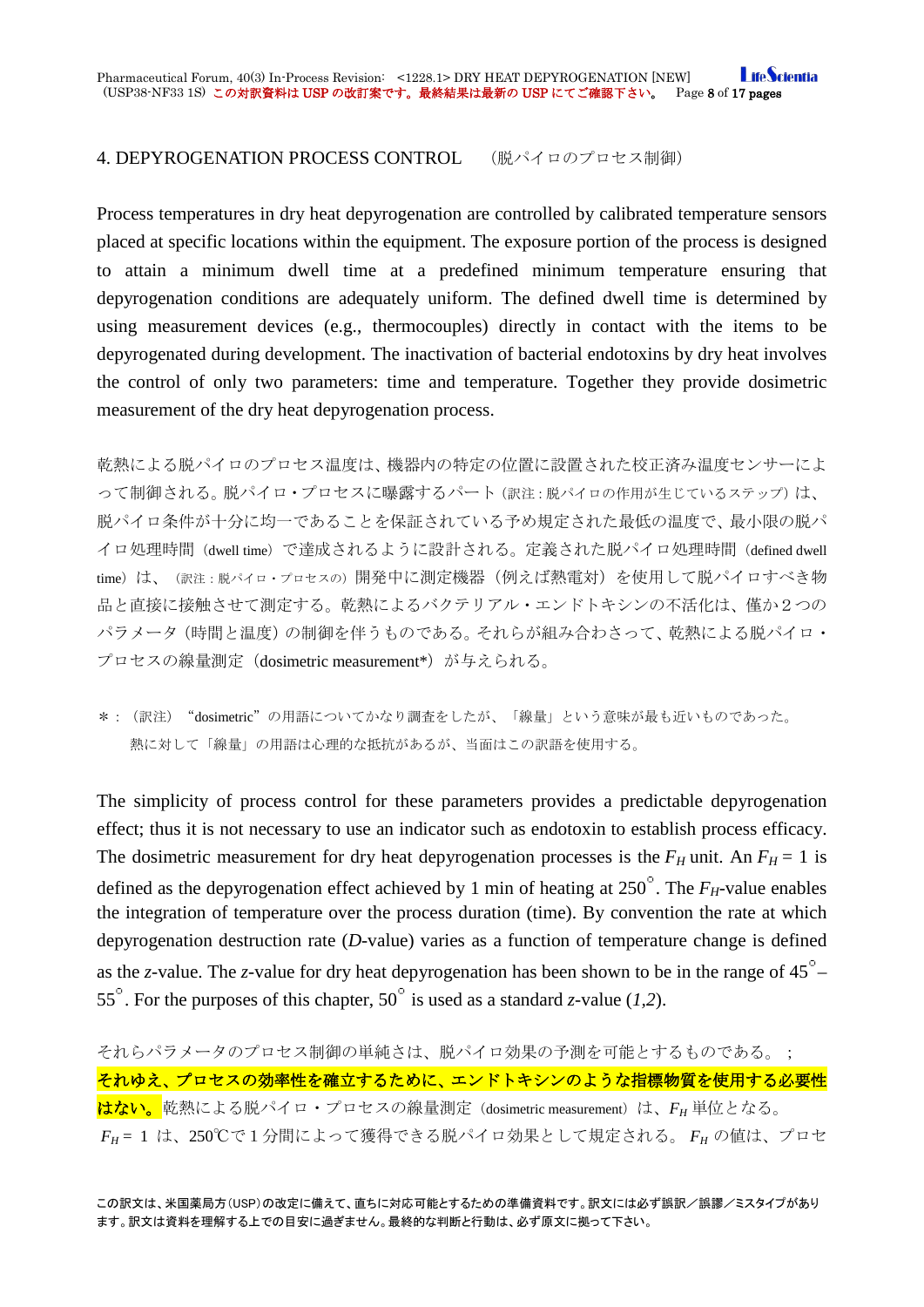## 4. DEPYROGENATION PROCESS CONTROL　（脱パイロのプロセス制御）

Process temperatures in dry heat depyrogenation are controlled by calibrated temperature sensors placed at specific locations within the equipment. The exposure portion of the process is designed to attain a minimum dwell time at a predefined minimum temperature ensuring that depyrogenation conditions are adequately uniform. The defined dwell time is determined by using measurement devices (e.g., thermocouples) directly in contact with the items to be depyrogenated during development. The inactivation of bacterial endotoxins by dry heat involves the control of only two parameters: time and temperature. Together they provide dosimetric measurement of the dry heat depyrogenation process.

乾熱による脱パイロのプロセス温度は、機器内の特定の位置に設置された校正済み温度センサーによって制御される。脱パイロ・プロセスに曝露するパート（訳注：脱パイロの作用が生じているステップ）は、脱パイロ条件が十分に均一であることを保証されている予め規定された最低の温度で、最小限の脱パイロ処理時間（dwell time）で達成されるように設計される。定義された脱パイロ処理時間（defined dwell time）は、（訳注：脱パイロ・プロセスの）開発中に測定機器（例えば熱電対）を使用して脱パイロすべき物品と直接に接触させて測定する。乾熱によるバクテリアル・エンドトキシンの不活化は、僅か２つのパラメータ（時間と温度）の制御を伴うものである。それらが組み合わさって、乾熱による脱パイロ・プロセスの線量測定（dosimetric measurement*）が与えられる。

＊：（訳注）“dosimetric”の用語についてかなり調査をしたが、「線量」という意味が最も近いものであった。熱に対して「線量」の用語は心理的な抵抗があるが、当面はこの訳語を使用する。

The simplicity of process control for these parameters provides a predictable depyrogenation effect; thus it is not necessary to use an indicator such as endotoxin to establish process efficacy. The dosimetric measurement for dry heat depyrogenation processes is the $F_H$ unit. An $F_H = 1$ is defined as the depyrogenation effect achieved by 1 min of heating at 250°. The $F_H$-value enables the integration of temperature over the process duration (time). By convention the rate at which depyrogenation destruction rate (*D*-value) varies as a function of temperature change is defined as the *z*-value. The *z*-value for dry heat depyrogenation has been shown to be in the range of 45°–55°. For the purposes of this chapter, 50° is used as a standard *z*-value (*1*,*2*).

それらパラメータのプロセス制御の単純さは、脱パイロ効果の予測を可能とするものである。；**それゆえ、プロセスの効率性を確立するために、エンドトキシンのような指標物質を使用する必要性はない。**乾熱による脱パイロ・プロセスの線量測定（dosimetric measurement）は、$F_H$ 単位となる。$F_H = 1$ は、250℃で 1 分間によって獲得できる脱パイロ効果として規定される。$F_H$ の値は、プロセ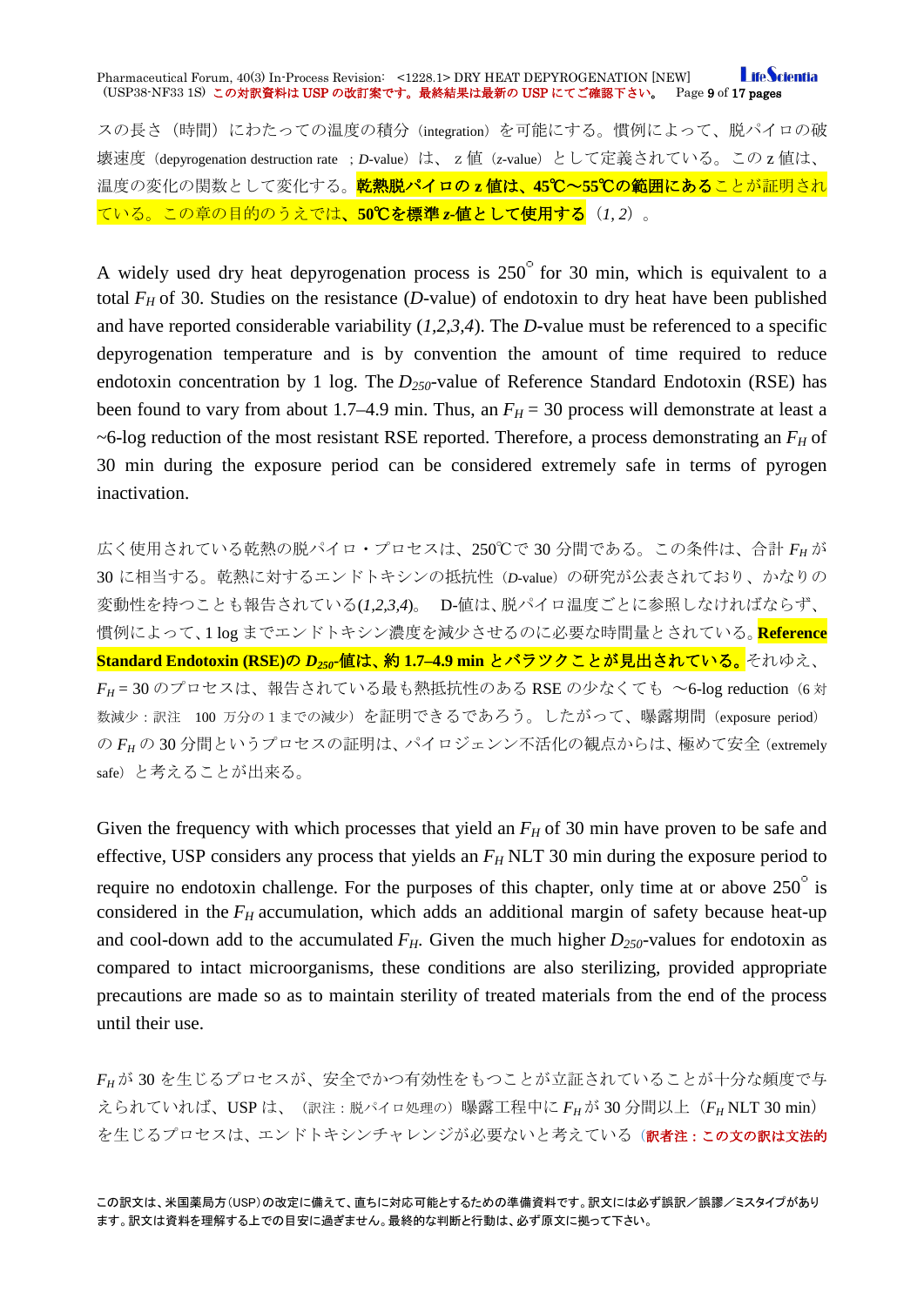スの長さ（時間）にわたっての温度の積分（integration）を可能にする。慣例によって、脱パイロの破壊速度（depyrogenation destruction rate ；*D*-value）は、 z 値（z-value）として定義されている。この z 値は、温度の変化の関数として変化する。**乾熱脱パイロの z 値は、45℃～55℃の範囲にある**ことが証明されている。この章の目的のうえでは、**50℃を標準 z-値として使用する**（*1, 2*）。

A widely used dry heat depyrogenation process is 250° for 30 min, which is equivalent to a total $F_H$ of 30. Studies on the resistance (*D*-value) of endotoxin to dry heat have been published and have reported considerable variability (*1,2,3,4*). The *D*-value must be referenced to a specific depyrogenation temperature and is by convention the amount of time required to reduce endotoxin concentration by 1 log. The $D_{250}$-value of Reference Standard Endotoxin (RSE) has been found to vary from about 1.7–4.9 min. Thus, an $F_H$ = 30 process will demonstrate at least a ~6-log reduction of the most resistant RSE reported. Therefore, a process demonstrating an $F_H$ of 30 min during the exposure period can be considered extremely safe in terms of pyrogen inactivation.

広く使用されている乾熱の脱パイロ・プロセスは、250℃で 30 分間である。この条件は、合計 $F_H$ が 30 に相当する。乾熱に対するエンドトキシンの抵抗性（*D*-value）の研究が公表されており、かなりの変動性を持つことも報告されている(*1,2,3,4*)。 D-値は、脱パイロ温度ごとに参照しなければならず、慣例によって、1 log までエンドトキシン濃度を減少させるのに必要な時間量とされている。**Reference Standard Endotoxin (RSE)の $D_{250}$-値は、約 1.7–4.9 min とバラツクことが見出されている。**それゆえ、$F_H$ = 30 のプロセスは、報告されている最も熱抵抗性のある RSE の少なくても ～6-log reduction（6 対数減少：訳注 100 万分の 1 までの減少）を証明できるであろう。したがって、曝露期間（exposure period）の $F_H$ の 30 分間というプロセスの証明は、パイロジェンン不活化の観点からは、極めて安全（extremely safe）と考えることが出来る。

Given the frequency with which processes that yield an $F_H$ of 30 min have proven to be safe and effective, USP considers any process that yields an $F_H$ NLT 30 min during the exposure period to require no endotoxin challenge. For the purposes of this chapter, only time at or above 250° is considered in the $F_H$ accumulation, which adds an additional margin of safety because heat-up and cool-down add to the accumulated $F_H$. Given the much higher $D_{250}$-values for endotoxin as compared to intact microorganisms, these conditions are also sterilizing, provided appropriate precautions are made so as to maintain sterility of treated materials from the end of the process until their use.

$F_H$ が 30 を生じるプロセスが、安全でかつ有効性をもつことが立証されていることが十分な頻度で与えられていれば、USP は、（訳注：脱パイロ処理の）曝露工程中に $F_H$ が 30 分間以上（$F_H$ NLT 30 min）を生じるプロセスは、エンドトキシンチャレンジが必要ないと考えている（**訳者注：この文の訳は文法的**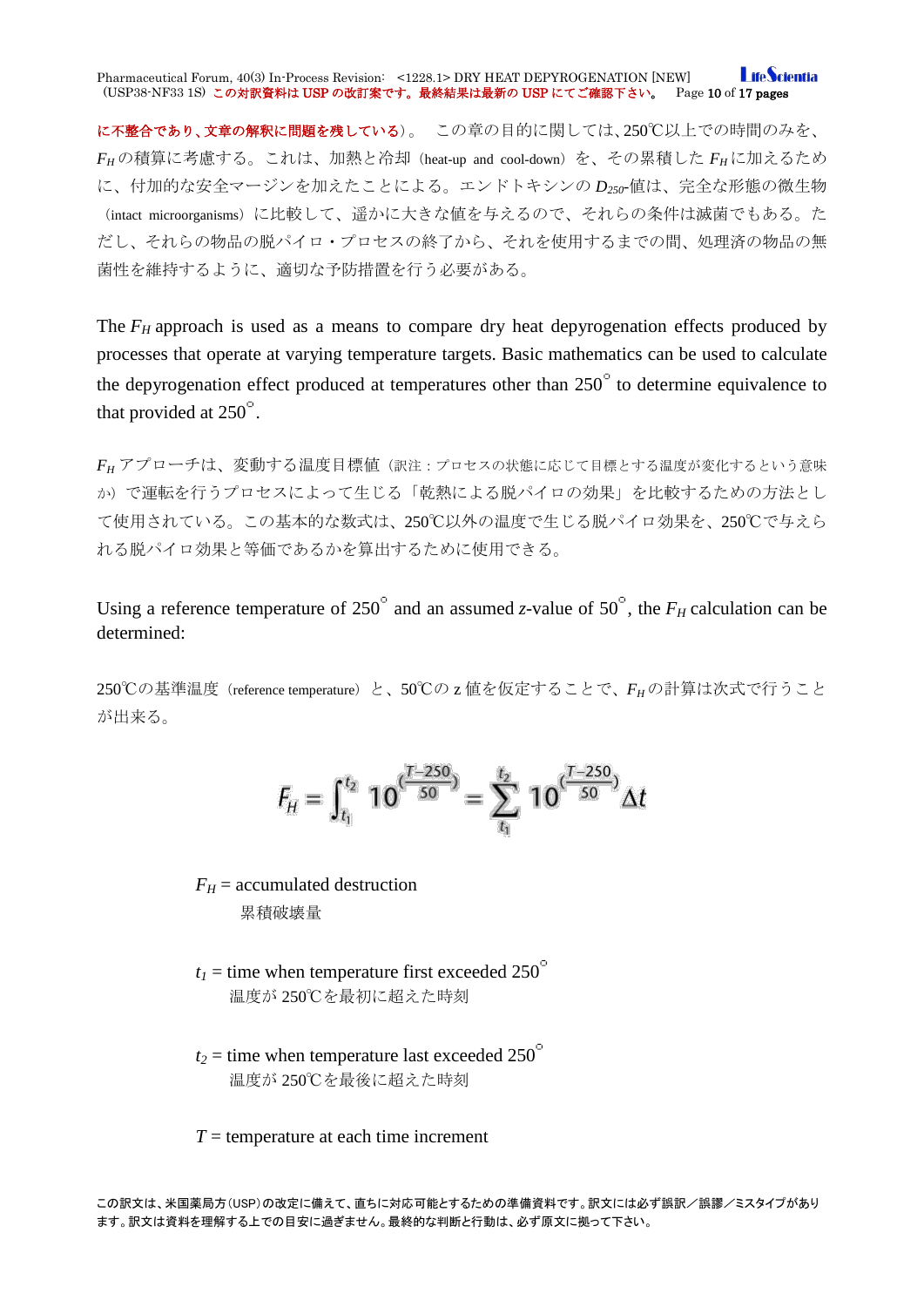に不整合であり、文章の解釈に問題を残している）。　この章の目的に関しては、250℃以上での時間のみを、$F_H$の積算に考慮する。これは、加熱と冷却（heat-up and cool-down）を、その累積した $F_H$に加えるために、付加的な安全マージンを加えたことによる。エンドトキシンの $D_{250}$-値は、完全な形態の微生物（intact microorganisms）に比較して、遥かに大きな値を与えるので、それらの条件は滅菌でもある。ただし、それらの物品の脱パイロ・プロセスの終了から、それを使用するまでの間、処理済の物品の無菌性を維持するように、適切な予防措置を行う必要がある。

The $F_H$ approach is used as a means to compare dry heat depyrogenation effects produced by processes that operate at varying temperature targets. Basic mathematics can be used to calculate the depyrogenation effect produced at temperatures other than 250° to determine equivalence to that provided at 250°.

$F_H$ アプローチは、変動する温度目標値（訳注：プロセスの状態に応じて目標とする温度が変化するという意味か）で運転を行うプロセスによって生じる「乾熱による脱パイロの効果」を比較するための方法として使用されている。この基本的な数式は、250℃以外の温度で生じる脱パイロ効果を、250℃で与えられる脱パイロ効果と等価であるかを算出するために使用できる。

Using a reference temperature of 250° and an assumed *z*-value of 50°, the $F_H$ calculation can be determined:

250℃の基準温度（reference temperature）と、50℃の z 値を仮定することで、$F_H$の計算は次式で行うことが出来る。

$$F_H = \int_{t_1}^{t_2} 10^{\left(\frac{T-250}{50}\right)} = \sum_{t_1}^{t_2} 10^{\left(\frac{T-250}{50}\right)} \Delta t$$

$F_H$ = accumulated destruction
累積破壊量

$t_1$ = time when temperature first exceeded 250°
温度が 250℃を最初に超えた時刻

$t_2$ = time when temperature last exceeded 250°
温度が 250℃を最後に超えた時刻

$T$ = temperature at each time increment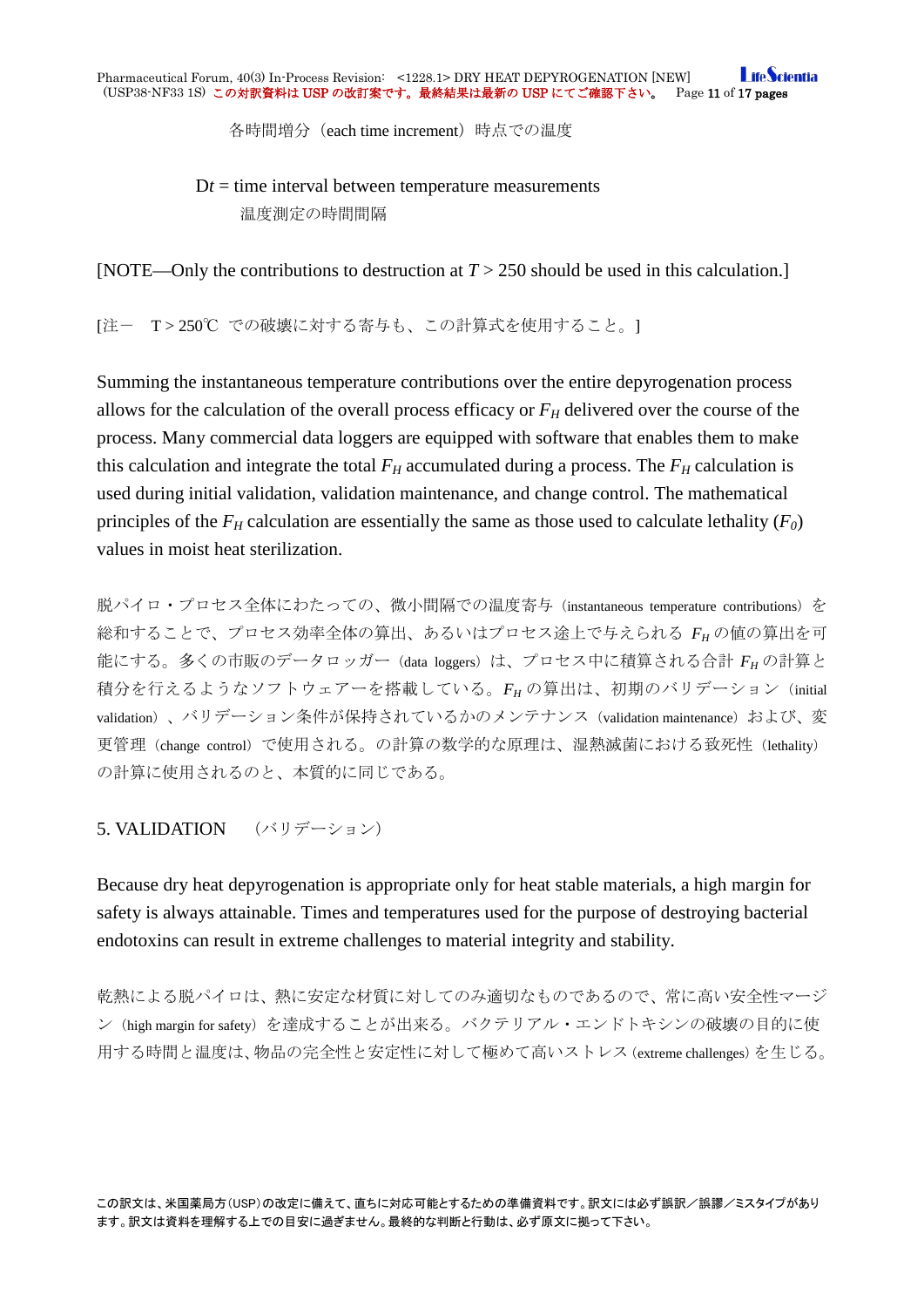各時間増分（each time increment）時点での温度

D$t$ = time interval between temperature measurements
　温度測定の時間間隔

[NOTE—Only the contributions to destruction at $T$ > 250 should be used in this calculation.]

[注－　T > 250℃ での破壊に対する寄与も、この計算式を使用すること。]

Summing the instantaneous temperature contributions over the entire depyrogenation process allows for the calculation of the overall process efficacy or $F_H$ delivered over the course of the process. Many commercial data loggers are equipped with software that enables them to make this calculation and integrate the total $F_H$ accumulated during a process. The $F_H$ calculation is used during initial validation, validation maintenance, and change control. The mathematical principles of the $F_H$ calculation are essentially the same as those used to calculate lethality ($F_0$) values in moist heat sterilization.

脱パイロ・プロセス全体にわたっての、微小間隔での温度寄与（instantaneous temperature contributions）を総和することで、プロセス効率全体の算出、あるいはプロセス途上で与えられる $F_H$ の値の算出を可能にする。多くの市販のデータロッガー（data loggers）は、プロセス中に積算される合計 $F_H$ の計算と積分を行えるようなソフトウェアーを搭載している。$F_H$ の算出は、初期のバリデーション（initial validation）、バリデーション条件が保持されているかのメンテナンス（validation maintenance）および、変更管理（change control）で使用される。の計算の数学的な原理は、湿熱滅菌における致死性（lethality）の計算に使用されるのと、本質的に同じである。

## 5. VALIDATION　（バリデーション）

Because dry heat depyrogenation is appropriate only for heat stable materials, a high margin for safety is always attainable. Times and temperatures used for the purpose of destroying bacterial endotoxins can result in extreme challenges to material integrity and stability.

乾熱による脱パイロは、熱に安定な材質に対してのみ適切なものであるので、常に高い安全性マージン（high margin for safety）を達成することが出来る。バクテリアル・エンドトキシンの破壊の目的に使用する時間と温度は、物品の完全性と安定性に対して極めて高いストレス（extreme challenges）を生じる。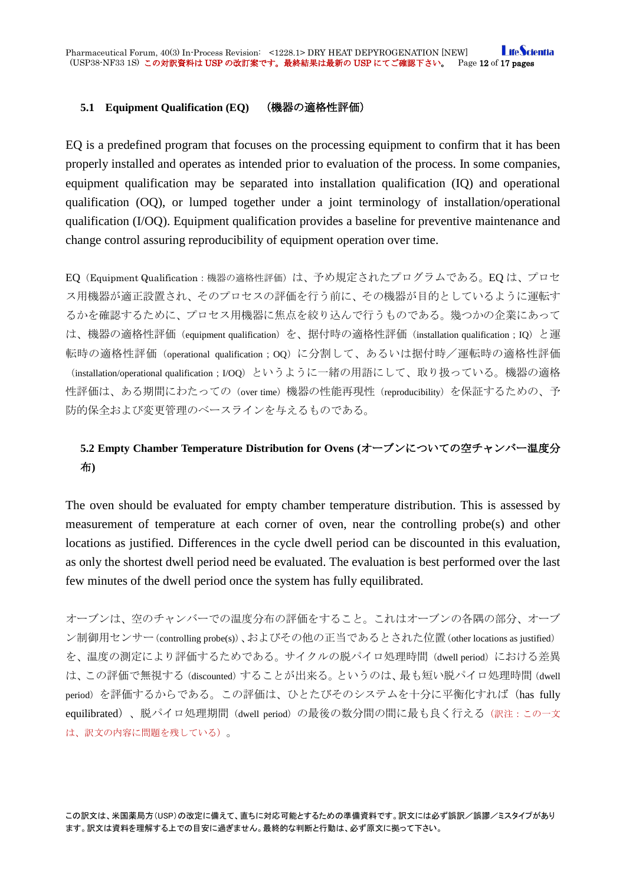### 5.1 Equipment Qualification (EQ) （機器の適格性評価）

EQ is a predefined program that focuses on the processing equipment to confirm that it has been properly installed and operates as intended prior to evaluation of the process. In some companies, equipment qualification may be separated into installation qualification (IQ) and operational qualification (OQ), or lumped together under a joint terminology of installation/operational qualification (I/OQ). Equipment qualification provides a baseline for preventive maintenance and change control assuring reproducibility of equipment operation over time.

EQ（Equipment Qualification：機器の適格性評価）は、予め規定されたプログラムである。EQ は、プロセス用機器が適正設置され、そのプロセスの評価を行う前に、その機器が目的としているように運転するかを確認するために、プロセス用機器に焦点を絞り込んで行うものである。幾つかの企業にあっては、機器の適格性評価（equipment qualification）を、据付時の適格性評価（installation qualification；IQ）と運転時の適格性評価（operational qualification；OQ）に分割して、あるいは据付時／運転時の適格性評価（installation/operational qualification；I/OQ）というように一緒の用語にして、取り扱っている。機器の適格性評価は、ある期間にわたっての（over time）機器の性能再現性（reproducibility）を保証するための、予防的保全および変更管理のベースラインを与えるものである。

### 5.2 Empty Chamber Temperature Distribution for Ovens (オーブンについての空チャンバー温度分布)

The oven should be evaluated for empty chamber temperature distribution. This is assessed by measurement of temperature at each corner of oven, near the controlling probe(s) and other locations as justified. Differences in the cycle dwell period can be discounted in this evaluation, as only the shortest dwell period need be evaluated. The evaluation is best performed over the last few minutes of the dwell period once the system has fully equilibrated.

オーブンは、空のチャンバーでの温度分布の評価をすること。これはオーブンの各隅の部分、オーブン制御用センサー（controlling probe(s)）、およびその他の正当であるとされた位置（other locations as justified）を、温度の測定により評価するためである。サイクルの脱パイロ処理時間（dwell period）における差異は、この評価で無視する（discounted）することが出来る。というのは、最も短い脱パイロ処理時間（dwell period）を評価するからである。この評価は、ひとたびそのシステムを十分に平衡化すれば（has fully equilibrated）、脱パイロ処理期間（dwell period）の最後の数分間の間に最も良く行える（訳注：この一文は、訳文の内容に問題を残している）。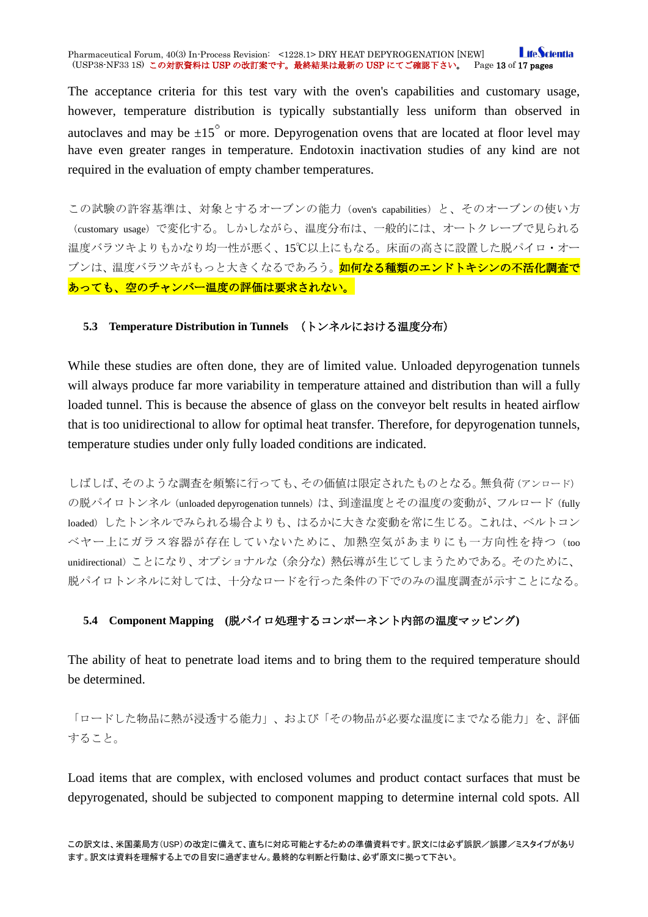The acceptance criteria for this test vary with the oven's capabilities and customary usage, however, temperature distribution is typically substantially less uniform than observed in autoclaves and may be ±15° or more. Depyrogenation ovens that are located at floor level may have even greater ranges in temperature. Endotoxin inactivation studies of any kind are not required in the evaluation of empty chamber temperatures.

この試験の許容基準は、対象とするオーブンの能力（oven's capabilities）と、そのオーブンの使い方（customary usage）で変化する。しかしながら、温度分布は、一般的には、オートクレーブで見られる温度バラツキよりもかなり均一性が悪く、15℃以上にもなる。床面の高さに設置した脱パイロ・オーブンは、温度バラツキがもっと大きくなるであろう。**如何なる種類のエンドトキシンの不活化調査であっても、空のチャンバー温度の評価は要求されない。**

### 5.3 Temperature Distribution in Tunnels （トンネルにおける温度分布）

While these studies are often done, they are of limited value. Unloaded depyrogenation tunnels will always produce far more variability in temperature attained and distribution than will a fully loaded tunnel. This is because the absence of glass on the conveyor belt results in heated airflow that is too unidirectional to allow for optimal heat transfer. Therefore, for depyrogenation tunnels, temperature studies under only fully loaded conditions are indicated.

しばしば、そのような調査を頻繁に行っても、その価値は限定されたものとなる。無負荷（アンロード）の脱パイロトンネル（unloaded depyrogenation tunnels）は、到達温度とその温度の変動が、フルロード（fully loaded）したトンネルでみられる場合よりも、はるかに大きな変動を常に生じる。これは、ベルトコンベヤー上にガラス容器が存在していないために、加熱空気があまりにも一方向性を持つ（too unidirectional）ことになり、オプショナルな（余分な）熱伝導が生じてしまうためである。そのために、脱パイロトンネルに対しては、十分なロードを行った条件の下でのみの温度調査が示すことになる。

### 5.4 Component Mapping (脱パイロ処理するコンポーネント内部の温度マッピング)

The ability of heat to penetrate load items and to bring them to the required temperature should be determined.

「ロードした物品に熱が浸透する能力」、および「その物品が必要な温度にまでなる能力」を、評価すること。

Load items that are complex, with enclosed volumes and product contact surfaces that must be depyrogenated, should be subjected to component mapping to determine internal cold spots. All

この訳文は、米国薬局方（USP）の改定に備えて、直ちに対応可能とするための準備資料です。訳文には必ず誤訳／誤謬／ミスタイプがあります。訳文は資料を理解する上での目安に過ぎません。最終的な判断と行動は、必ず原文に拠って下さい。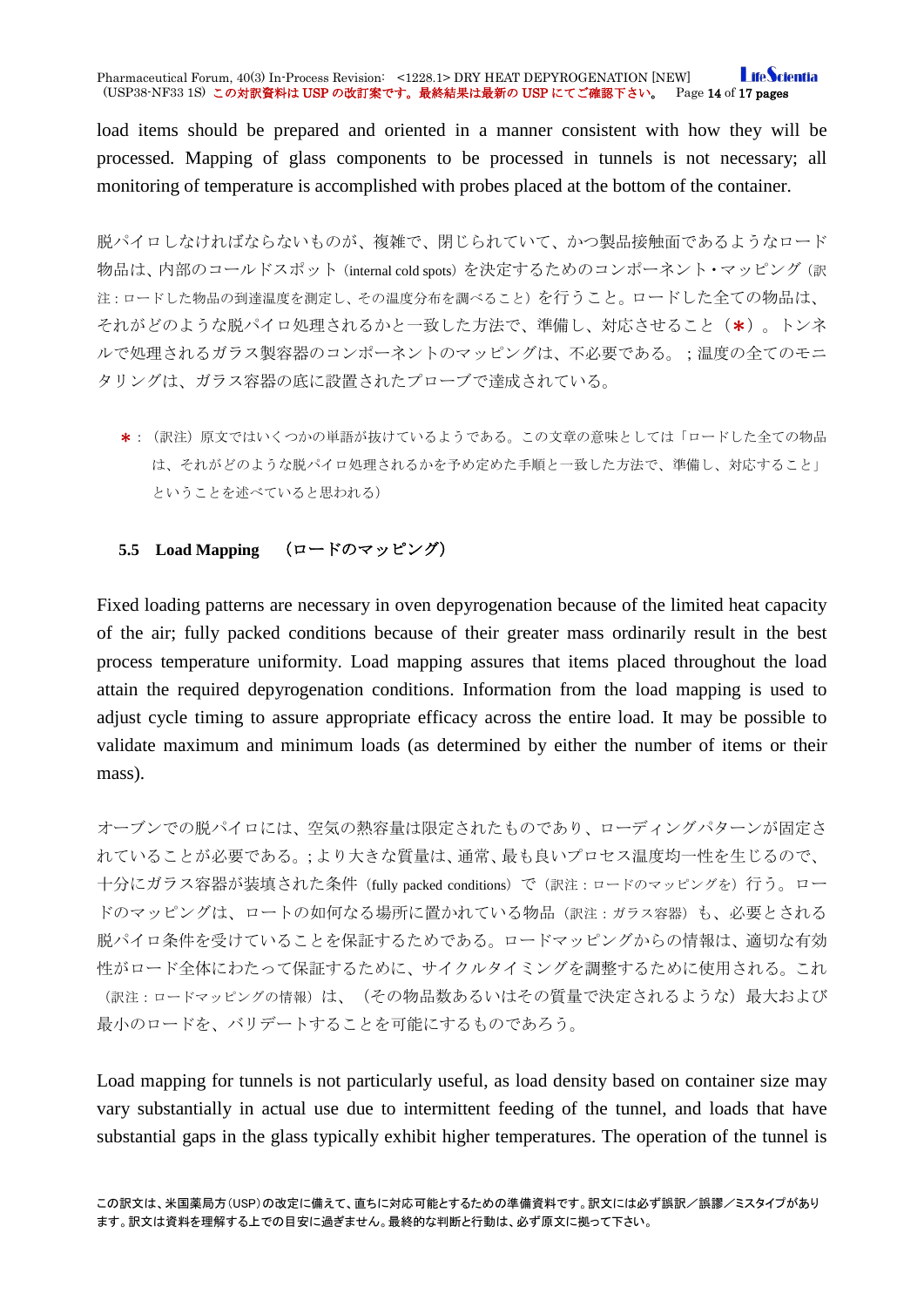load items should be prepared and oriented in a manner consistent with how they will be processed. Mapping of glass components to be processed in tunnels is not necessary; all monitoring of temperature is accomplished with probes placed at the bottom of the container.

脱パイロしなければならないものが、複雑で、閉じられていて、かつ製品接触面であるようなロード物品は、内部のコールドスポット（internal cold spots）を決定するためのコンポーネント・マッピング（訳注：ロードした物品の到達温度を測定し、その温度分布を調べること）を行うこと。ロードした全ての物品は、それがどのような脱パイロ処理されるかと一致した方法で、準備し、対応させること（*）。トンネルで処理されるガラス製容器のコンポーネントのマッピングは、不必要である。；温度の全てのモニタリングは、ガラス容器の底に設置されたプローブで達成されている。

*：（訳注）原文ではいくつかの単語が抜けているようである。この文章の意味としては「ロードした全ての物品は、それがどのような脱パイロ処理されるかを予め定めた手順と一致した方法で、準備し、対応すること」ということを述べていると思われる）

### 5.5 Load Mapping （ロードのマッピング）

Fixed loading patterns are necessary in oven depyrogenation because of the limited heat capacity of the air; fully packed conditions because of their greater mass ordinarily result in the best process temperature uniformity. Load mapping assures that items placed throughout the load attain the required depyrogenation conditions. Information from the load mapping is used to adjust cycle timing to assure appropriate efficacy across the entire load. It may be possible to validate maximum and minimum loads (as determined by either the number of items or their mass).

オーブンでの脱パイロには、空気の熱容量は限定されたものであり、ローディングパターンが固定されていることが必要である。；より大きな質量は、通常、最も良いプロセス温度均一性を生じるので、十分にガラス容器が装填された条件（fully packed conditions）で（訳注：ロードのマッピングを）行う。ロードのマッピングは、ロートの如何なる場所に置かれている物品（訳注：ガラス容器）も、必要とされる脱パイロ条件を受けていることを保証するためである。ロードマッピングからの情報は、適切な有効性がロード全体にわたって保証するために、サイクルタイミングを調整するために使用される。これ（訳注：ロードマッピングの情報）は、（その物品数あるいはその質量で決定されるような）最大および最小のロードを、バリデートすることを可能にするものであろう。

Load mapping for tunnels is not particularly useful, as load density based on container size may vary substantially in actual use due to intermittent feeding of the tunnel, and loads that have substantial gaps in the glass typically exhibit higher temperatures. The operation of the tunnel is

この訳文は、米国薬局方（USP）の改定に備えて、直ちに対応可能とするための準備資料です。訳文には必ず誤訳／誤謬／ミスタイプがあります。訳文は資料を理解する上での目安に過ぎません。最終的な判断と行動は、必ず原文に拠って下さい。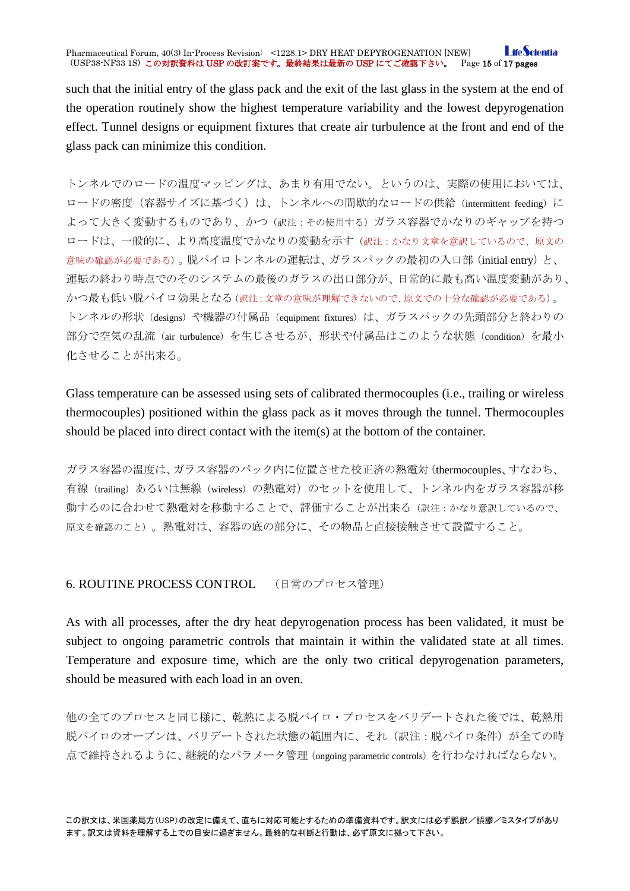such that the initial entry of the glass pack and the exit of the last glass in the system at the end of the operation routinely show the highest temperature variability and the lowest depyrogenation effect. Tunnel designs or equipment fixtures that create air turbulence at the front and end of the glass pack can minimize this condition.

トンネルでのロードの温度マッピングは、あまり有用でない。というのは、実際の使用においては、ロードの密度（容器サイズに基づく）は、トンネルへの間歇的なロードの供給（intermittent feeding）によって大きく変動するものであり、かつ（訳注：その使用する）ガラス容器でかなりのギャップを持つロードは、一般的に、より高度温度でかなりの変動を示す（訳注：かなり文章を意訳しているので、原文の意味の確認が必要である）。脱パイロトンネルの運転は、ガラスパックの最初の入口部（initial entry）と、運転の終わり時点でのそのシステムの最後のガラスの出口部分が、日常的に最も高い温度変動があり、かつ最も低い脱パイロ効果となる（訳注：文章の意味が理解できないので、原文での十分な確認が必要である）。トンネルの形状（designs）や機器の付属品（equipment fixtures）は、ガラスパックの先頭部分と終わりの部分で空気の乱流（air turbulence）を生じさせるが、形状や付属品はこのような状態（condition）を最小化させることが出来る。

Glass temperature can be assessed using sets of calibrated thermocouples (i.e., trailing or wireless thermocouples) positioned within the glass pack as it moves through the tunnel. Thermocouples should be placed into direct contact with the item(s) at the bottom of the container.

ガラス容器の温度は、ガラス容器のパック内に位置させた校正済の熱電対（thermocouples、すなわち、有線（trailing）あるいは無線（wireless）の熱電対）のセットを使用して、トンネル内をガラス容器が移動するのに合わせて熱電対を移動することで、評価することが出来る（訳注：かなり意訳しているので、原文を確認のこと）。熱電対は、容器の底の部分に、その物品と直接接触させて設置すること。

## 6. ROUTINE PROCESS CONTROL　（日常のプロセス管理）

As with all processes, after the dry heat depyrogenation process has been validated, it must be subject to ongoing parametric controls that maintain it within the validated state at all times. Temperature and exposure time, which are the only two critical depyrogenation parameters, should be measured with each load in an oven.

他の全てのプロセスと同じ様に、乾熱による脱パイロ・プロセスをバリデートされた後では、乾熱用脱パイロのオーブンは、バリデートされた状態の範囲内に、それ（訳注：脱パイロ条件）が全ての時点で維持されるように、継続的なパラメータ管理（ongoing parametric controls）を行わなければならない。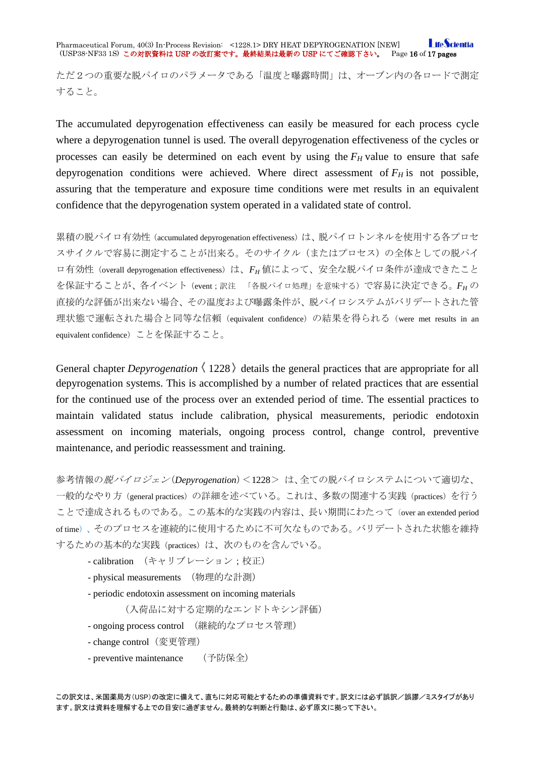ただ２つの重要な脱パイロのパラメータである「温度と曝露時間」は、オーブン内の各ロードで測定すること。

The accumulated depyrogenation effectiveness can easily be measured for each process cycle where a depyrogenation tunnel is used. The overall depyrogenation effectiveness of the cycles or processes can easily be determined on each event by using the $F_H$ value to ensure that safe depyrogenation conditions were achieved. Where direct assessment of $F_H$ is not possible, assuring that the temperature and exposure time conditions were met results in an equivalent confidence that the depyrogenation system operated in a validated state of control.

累積の脱パイロ有効性（accumulated depyrogenation effectiveness）は、脱パイロトンネルを使用する各プロセスサイクルで容易に測定することが出来る。そのサイクル（またはプロセス）の全体としての脱パイロ有効性（overall depyrogenation effectiveness）は、$F_H$ 値によって、安全な脱パイロ条件が達成できたことを保証することが、各イベント（event；訳注　「各脱パイロ処理」を意味する）で容易に決定できる。$F_H$ の直接的な評価が出来ない場合、その温度および曝露条件が、脱パイロシステムがバリデートされた管理状態で運転された場合と同等な信頼（equivalent confidence）の結果を得られる（were met results in an equivalent confidence）ことを保証すること。

General chapter *Depyrogenation*〈1228〉details the general practices that are appropriate for all depyrogenation systems. This is accomplished by a number of related practices that are essential for the continued use of the process over an extended period of time. The essential practices to maintain validated status include calibration, physical measurements, periodic endotoxin assessment on incoming materials, ongoing process control, change control, preventive maintenance, and periodic reassessment and training.

参考情報の*脱パイロジェン*（*Depyrogenation*）＜1228＞ は、全ての脱パイロシステムについて適切な、一般的なやり方（general practices）の詳細を述べている。これは、多数の関連する実践（practices）を行うことで達成されるものである。この基本的な実践の内容は、長い期間にわたって（over an extended period of time）、そのプロセスを連続的に使用するために不可欠なものである。バリデートされた状態を維持するための基本的な実践（practices）は、次のものを含んでいる。

- calibration （キャリブレーション；校正）
- physical measurements （物理的な計測）
- periodic endotoxin assessment on incoming materials
  （入荷品に対する定期的なエンドトキシン評価）
- ongoing process control （継続的なプロセス管理）
- change control（変更管理）
- preventive maintenance （予防保全）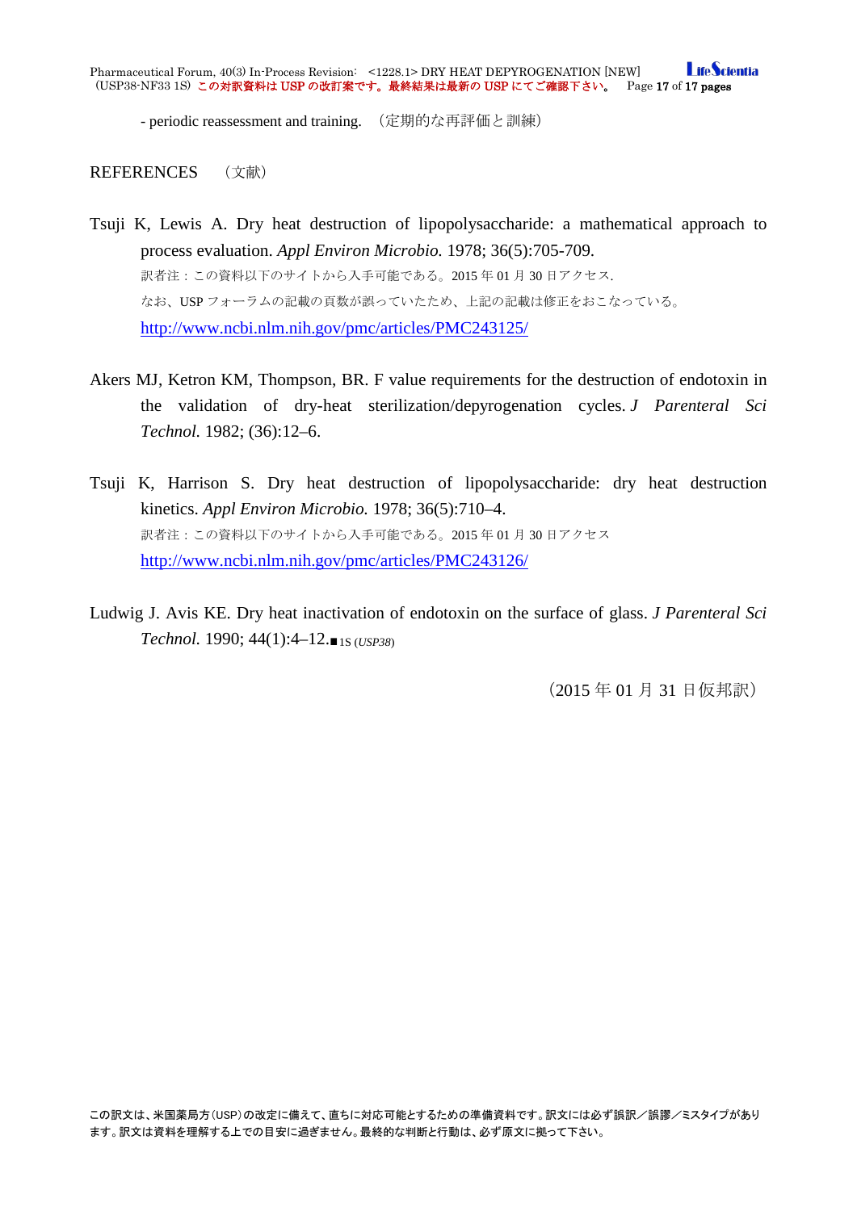- periodic reassessment and training. （定期的な再評価と訓練）

## REFERENCES （文献）

Tsuji K, Lewis A. Dry heat destruction of lipopolysaccharide: a mathematical approach to process evaluation. *Appl Environ Microbio.* 1978; 36(5):705-709.

訳者注：この資料以下のサイトから入手可能である。2015 年 01 月 30 日アクセス.

なお、USP フォーラムの記載の頁数が誤っていたため、上記の記載は修正をおこなっている。

http://www.ncbi.nlm.nih.gov/pmc/articles/PMC243125/

Akers MJ, Ketron KM, Thompson, BR. F value requirements for the destruction of endotoxin in the validation of dry-heat sterilization/depyrogenation cycles. *J Parenteral Sci Technol.* 1982; (36):12–6.

Tsuji K, Harrison S. Dry heat destruction of lipopolysaccharide: dry heat destruction kinetics. *Appl Environ Microbio.* 1978; 36(5):710–4.

訳者注：この資料以下のサイトから入手可能である。2015 年 01 月 30 日アクセス

http://www.ncbi.nlm.nih.gov/pmc/articles/PMC243126/

Ludwig J. Avis KE. Dry heat inactivation of endotoxin on the surface of glass. *J Parenteral Sci Technol.* 1990; 44(1):4–12.■1S (*USP38*)

（2015 年 01 月 31 日仮邦訳）

この訳文は、米国薬局方（USP）の改定に備えて、直ちに対応可能とするための準備資料です。訳文には必ず誤訳／誤謬／ミスタイプがあります。訳文は資料を理解する上での目安に過ぎません。最終的な判断と行動は、必ず原文に拠って下さい。